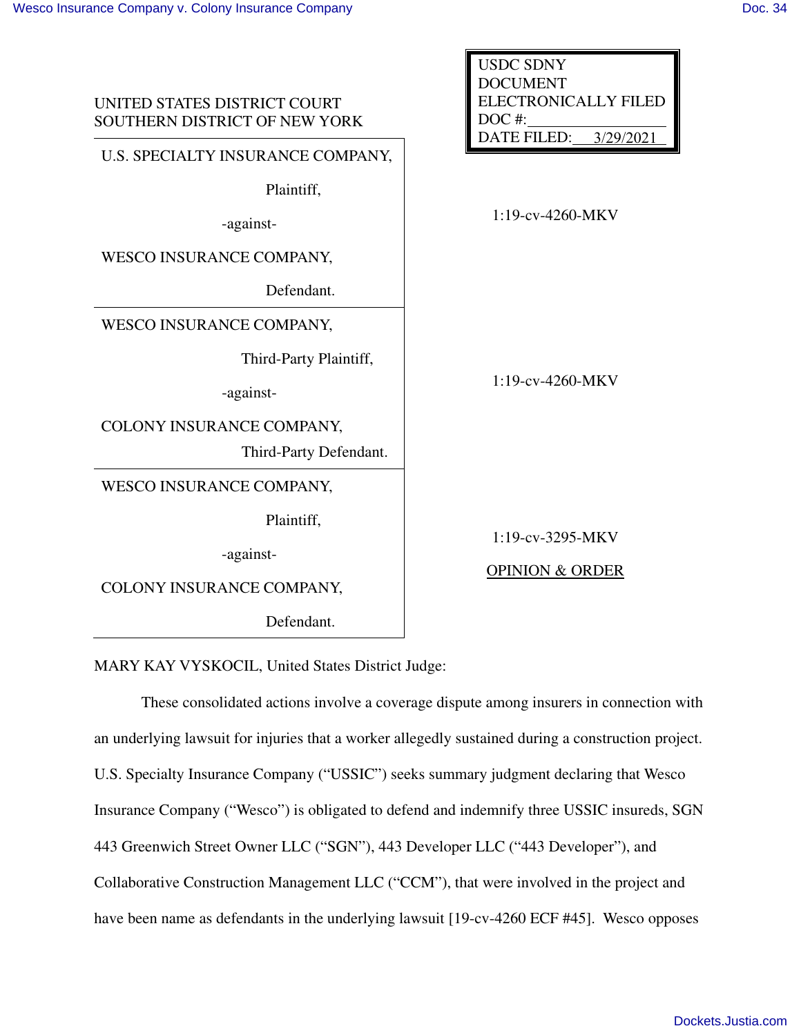UNITED STATES DISTRICT COURT
SOUTHERN DISTRICT OF NEW YORK

USDC SDNY
DOCUMENT
ELECTRONICALLY FILED
DOC #:
DATE FILED: 3/29/2021

U.S. SPECIALTY INSURANCE COMPANY,

Plaintiff,

-against-

WESCO INSURANCE COMPANY,

Defendant.

1:19-cv-4260-MKV

WESCO INSURANCE COMPANY,

Third-Party Plaintiff,

-against-

COLONY INSURANCE COMPANY,

Third-Party Defendant.

1:19-cv-4260-MKV

WESCO INSURANCE COMPANY,

Plaintiff,

-against-

COLONY INSURANCE COMPANY,

Defendant.

1:19-cv-3295-MKV

OPINION & ORDER

MARY KAY VYSKOCIL, United States District Judge:

These consolidated actions involve a coverage dispute among insurers in connection with an underlying lawsuit for injuries that a worker allegedly sustained during a construction project. U.S. Specialty Insurance Company ("USSIC") seeks summary judgment declaring that Wesco Insurance Company ("Wesco") is obligated to defend and indemnify three USSIC insureds, SGN 443 Greenwich Street Owner LLC ("SGN"), 443 Developer LLC ("443 Developer"), and Collaborative Construction Management LLC ("CCM"), that were involved in the project and have been name as defendants in the underlying lawsuit [19-cv-4260 ECF #45]. Wesco opposes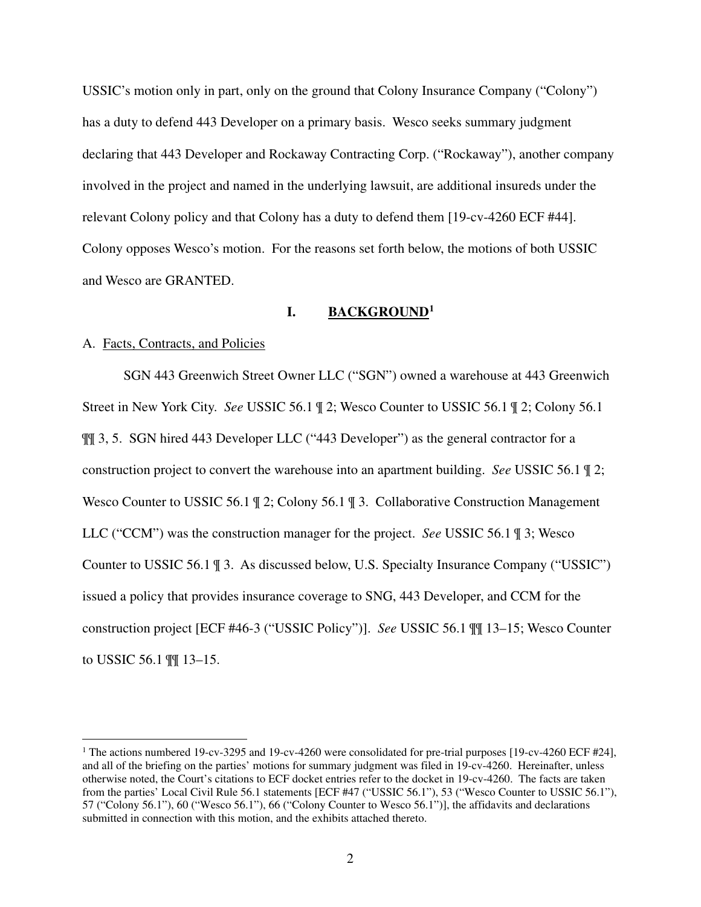USSIC's motion only in part, only on the ground that Colony Insurance Company ("Colony") has a duty to defend 443 Developer on a primary basis. Wesco seeks summary judgment declaring that 443 Developer and Rockaway Contracting Corp. ("Rockaway"), another company involved in the project and named in the underlying lawsuit, are additional insureds under the relevant Colony policy and that Colony has a duty to defend them [19-cv-4260 ECF #44]. Colony opposes Wesco's motion. For the reasons set forth below, the motions of both USSIC and Wesco are GRANTED.

## I. BACKGROUND[1]

### A. Facts, Contracts, and Policies

SGN 443 Greenwich Street Owner LLC ("SGN") owned a warehouse at 443 Greenwich Street in New York City. *See* USSIC 56.1 ¶ 2; Wesco Counter to USSIC 56.1 ¶ 2; Colony 56.1 ¶¶ 3, 5. SGN hired 443 Developer LLC ("443 Developer") as the general contractor for a construction project to convert the warehouse into an apartment building. *See* USSIC 56.1 ¶ 2; Wesco Counter to USSIC 56.1 ¶ 2; Colony 56.1 ¶ 3. Collaborative Construction Management LLC ("CCM") was the construction manager for the project. *See* USSIC 56.1 ¶ 3; Wesco Counter to USSIC 56.1 ¶ 3. As discussed below, U.S. Specialty Insurance Company ("USSIC") issued a policy that provides insurance coverage to SNG, 443 Developer, and CCM for the construction project [ECF #46-3 ("USSIC Policy")]. *See* USSIC 56.1 ¶¶ 13–15; Wesco Counter to USSIC 56.1 ¶¶ 13–15.

---

[1] The actions numbered 19-cv-3295 and 19-cv-4260 were consolidated for pre-trial purposes [19-cv-4260 ECF #24], and all of the briefing on the parties' motions for summary judgment was filed in 19-cv-4260. Hereinafter, unless otherwise noted, the Court's citations to ECF docket entries refer to the docket in 19-cv-4260. The facts are taken from the parties' Local Civil Rule 56.1 statements [ECF #47 ("USSIC 56.1"), 53 ("Wesco Counter to USSIC 56.1"), 57 ("Colony 56.1"), 60 ("Wesco 56.1"), 66 ("Colony Counter to Wesco 56.1")], the affidavits and declarations submitted in connection with this motion, and the exhibits attached thereto.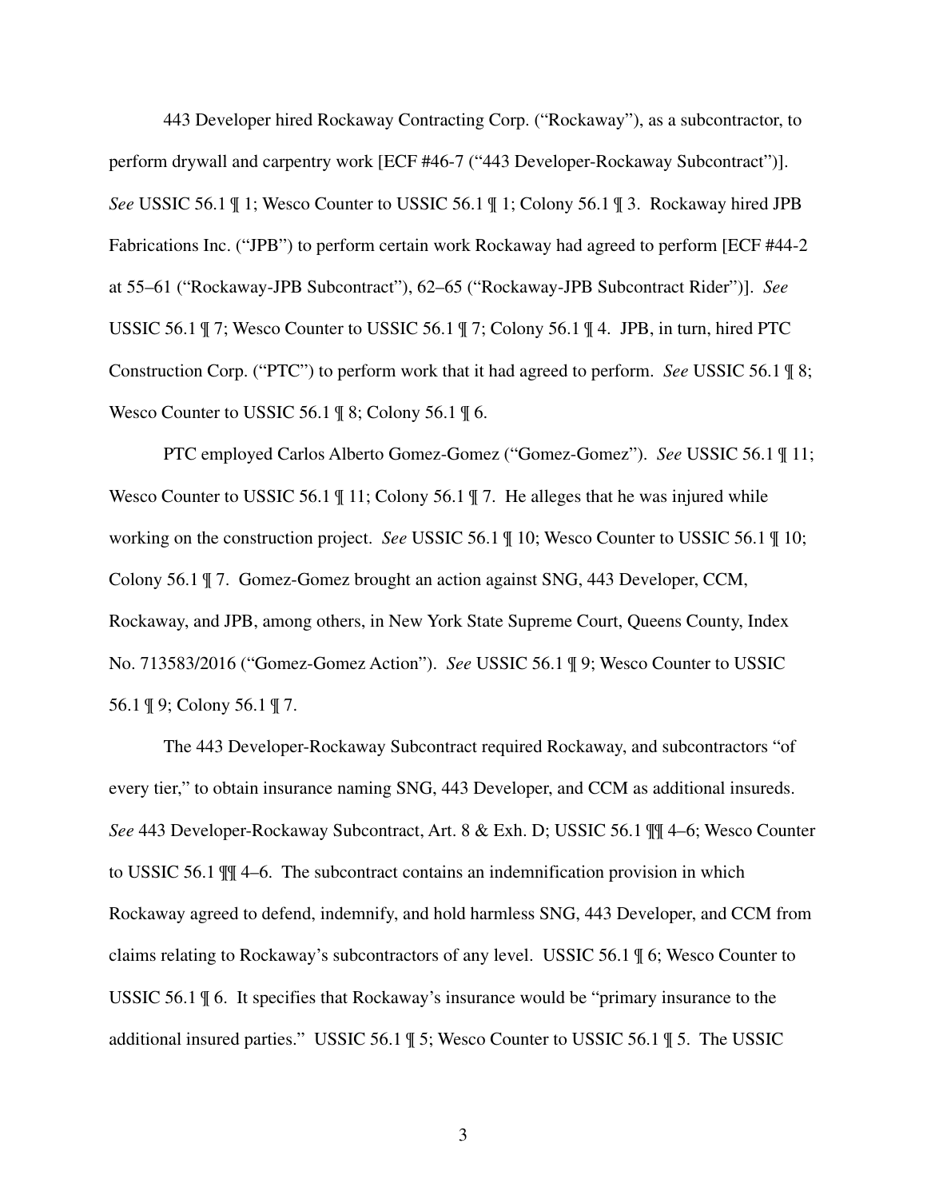443 Developer hired Rockaway Contracting Corp. ("Rockaway"), as a subcontractor, to perform drywall and carpentry work [ECF #46-7 ("443 Developer-Rockaway Subcontract")]. *See* USSIC 56.1 ¶ 1; Wesco Counter to USSIC 56.1 ¶ 1; Colony 56.1 ¶ 3. Rockaway hired JPB Fabrications Inc. ("JPB") to perform certain work Rockaway had agreed to perform [ECF #44-2 at 55–61 ("Rockaway-JPB Subcontract"), 62–65 ("Rockaway-JPB Subcontract Rider")]. *See* USSIC 56.1 ¶ 7; Wesco Counter to USSIC 56.1 ¶ 7; Colony 56.1 ¶ 4. JPB, in turn, hired PTC Construction Corp. ("PTC") to perform work that it had agreed to perform. *See* USSIC 56.1 ¶ 8; Wesco Counter to USSIC 56.1 ¶ 8; Colony 56.1 ¶ 6.

PTC employed Carlos Alberto Gomez-Gomez ("Gomez-Gomez"). *See* USSIC 56.1 ¶ 11; Wesco Counter to USSIC 56.1 ¶ 11; Colony 56.1 ¶ 7. He alleges that he was injured while working on the construction project. *See* USSIC 56.1 ¶ 10; Wesco Counter to USSIC 56.1 ¶ 10; Colony 56.1 ¶ 7. Gomez-Gomez brought an action against SNG, 443 Developer, CCM, Rockaway, and JPB, among others, in New York State Supreme Court, Queens County, Index No. 713583/2016 ("Gomez-Gomez Action"). *See* USSIC 56.1 ¶ 9; Wesco Counter to USSIC 56.1 ¶ 9; Colony 56.1 ¶ 7.

The 443 Developer-Rockaway Subcontract required Rockaway, and subcontractors "of every tier," to obtain insurance naming SNG, 443 Developer, and CCM as additional insureds. *See* 443 Developer-Rockaway Subcontract, Art. 8 & Exh. D; USSIC 56.1 ¶¶ 4–6; Wesco Counter to USSIC 56.1 ¶¶ 4–6. The subcontract contains an indemnification provision in which Rockaway agreed to defend, indemnify, and hold harmless SNG, 443 Developer, and CCM from claims relating to Rockaway's subcontractors of any level. USSIC 56.1 ¶ 6; Wesco Counter to USSIC 56.1 ¶ 6. It specifies that Rockaway's insurance would be "primary insurance to the additional insured parties." USSIC 56.1 ¶ 5; Wesco Counter to USSIC 56.1 ¶ 5. The USSIC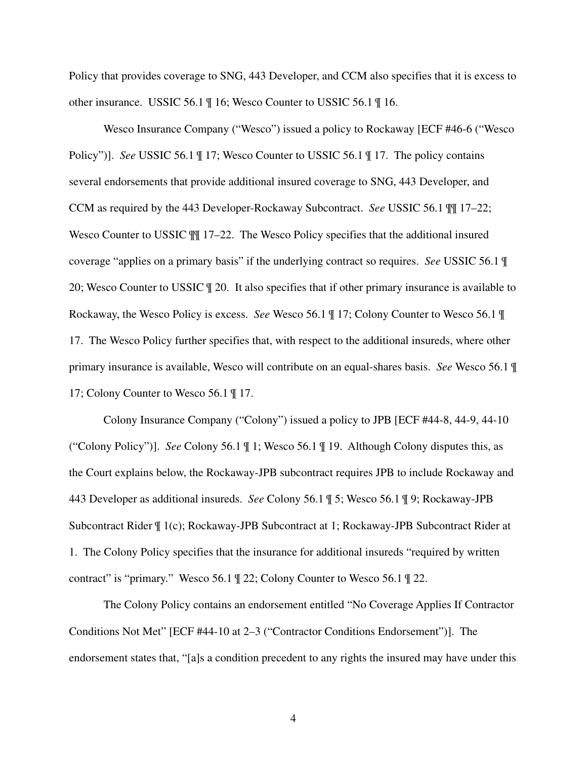Policy that provides coverage to SNG, 443 Developer, and CCM also specifies that it is excess to other insurance. USSIC 56.1 ¶ 16; Wesco Counter to USSIC 56.1 ¶ 16.

Wesco Insurance Company ("Wesco") issued a policy to Rockaway [ECF #46-6 ("Wesco Policy")]. *See* USSIC 56.1 ¶ 17; Wesco Counter to USSIC 56.1 ¶ 17. The policy contains several endorsements that provide additional insured coverage to SNG, 443 Developer, and CCM as required by the 443 Developer-Rockaway Subcontract. *See* USSIC 56.1 ¶¶ 17–22; Wesco Counter to USSIC ¶¶ 17–22. The Wesco Policy specifies that the additional insured coverage "applies on a primary basis" if the underlying contract so requires. *See* USSIC 56.1 ¶ 20; Wesco Counter to USSIC ¶ 20. It also specifies that if other primary insurance is available to Rockaway, the Wesco Policy is excess. *See* Wesco 56.1 ¶ 17; Colony Counter to Wesco 56.1 ¶ 17. The Wesco Policy further specifies that, with respect to the additional insureds, where other primary insurance is available, Wesco will contribute on an equal-shares basis. *See* Wesco 56.1 ¶ 17; Colony Counter to Wesco 56.1 ¶ 17.

Colony Insurance Company ("Colony") issued a policy to JPB [ECF #44-8, 44-9, 44-10 ("Colony Policy")]. *See* Colony 56.1 ¶ 1; Wesco 56.1 ¶ 19. Although Colony disputes this, as the Court explains below, the Rockaway-JPB subcontract requires JPB to include Rockaway and 443 Developer as additional insureds. *See* Colony 56.1 ¶ 5; Wesco 56.1 ¶ 9; Rockaway-JPB Subcontract Rider ¶ 1(c); Rockaway-JPB Subcontract at 1; Rockaway-JPB Subcontract Rider at 1. The Colony Policy specifies that the insurance for additional insureds "required by written contract" is "primary." Wesco 56.1 ¶ 22; Colony Counter to Wesco 56.1 ¶ 22.

The Colony Policy contains an endorsement entitled "No Coverage Applies If Contractor Conditions Not Met" [ECF #44-10 at 2–3 ("Contractor Conditions Endorsement")]. The endorsement states that, "[a]s a condition precedent to any rights the insured may have under this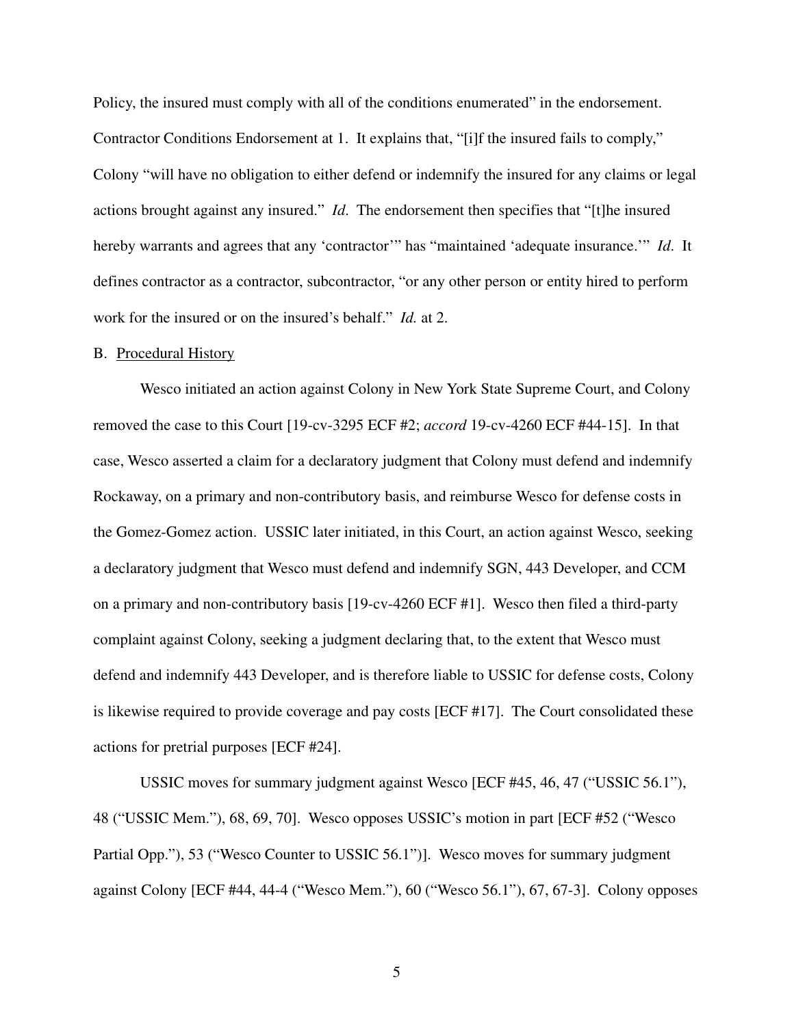Policy, the insured must comply with all of the conditions enumerated" in the endorsement. Contractor Conditions Endorsement at 1. It explains that, "[i]f the insured fails to comply," Colony "will have no obligation to either defend or indemnify the insured for any claims or legal actions brought against any insured." *Id*. The endorsement then specifies that "[t]he insured hereby warrants and agrees that any 'contractor'" has "maintained 'adequate insurance.'" *Id*. It defines contractor as a contractor, subcontractor, "or any other person or entity hired to perform work for the insured or on the insured's behalf." *Id.* at 2.

B. Procedural History

Wesco initiated an action against Colony in New York State Supreme Court, and Colony removed the case to this Court [19-cv-3295 ECF #2; *accord* 19-cv-4260 ECF #44-15]. In that case, Wesco asserted a claim for a declaratory judgment that Colony must defend and indemnify Rockaway, on a primary and non-contributory basis, and reimburse Wesco for defense costs in the Gomez-Gomez action. USSIC later initiated, in this Court, an action against Wesco, seeking a declaratory judgment that Wesco must defend and indemnify SGN, 443 Developer, and CCM on a primary and non-contributory basis [19-cv-4260 ECF #1]. Wesco then filed a third-party complaint against Colony, seeking a judgment declaring that, to the extent that Wesco must defend and indemnify 443 Developer, and is therefore liable to USSIC for defense costs, Colony is likewise required to provide coverage and pay costs [ECF #17]. The Court consolidated these actions for pretrial purposes [ECF #24].

USSIC moves for summary judgment against Wesco [ECF #45, 46, 47 ("USSIC 56.1"), 48 ("USSIC Mem."), 68, 69, 70]. Wesco opposes USSIC's motion in part [ECF #52 ("Wesco Partial Opp."), 53 ("Wesco Counter to USSIC 56.1")]. Wesco moves for summary judgment against Colony [ECF #44, 44-4 ("Wesco Mem."), 60 ("Wesco 56.1"), 67, 67-3]. Colony opposes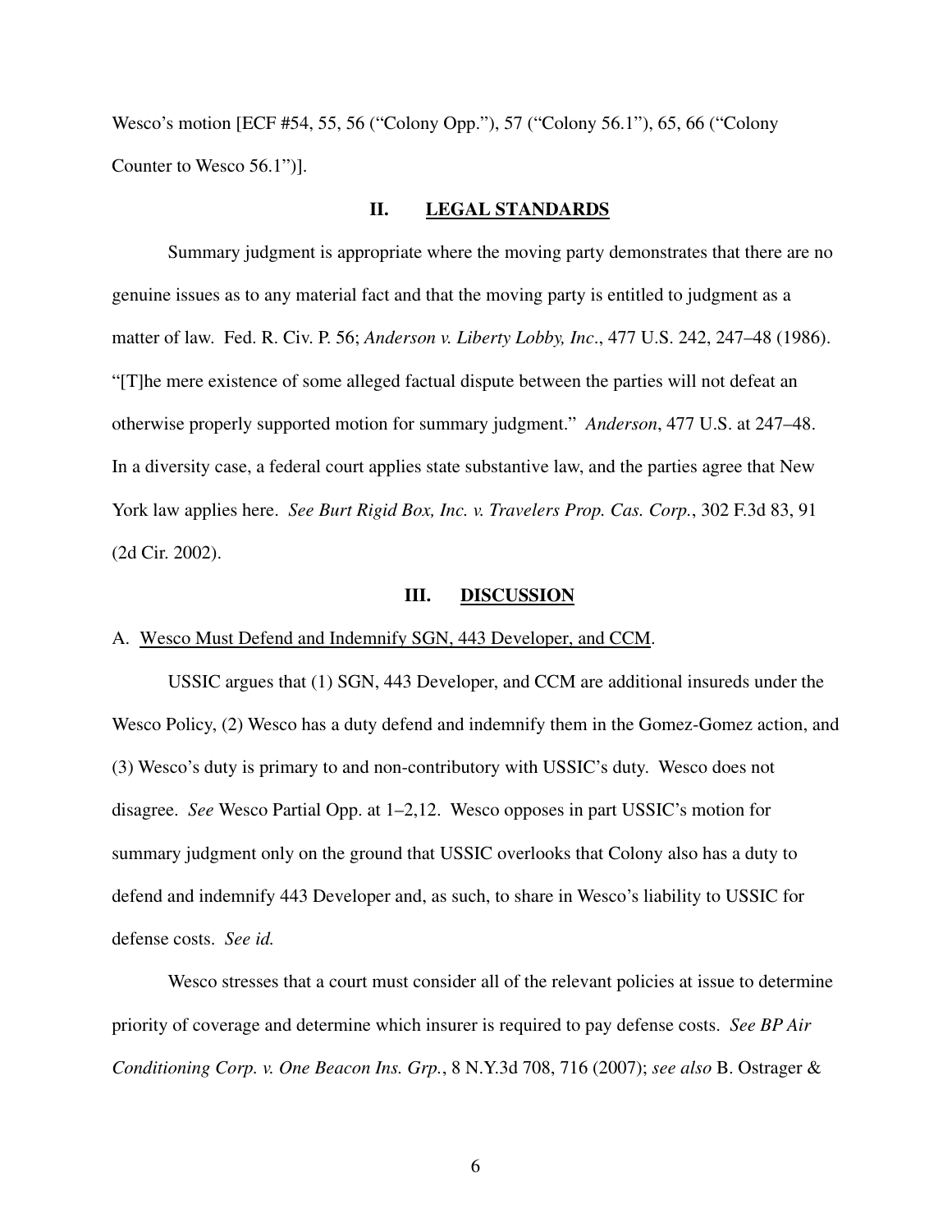Wesco's motion [ECF #54, 55, 56 ("Colony Opp."), 57 ("Colony 56.1"), 65, 66 ("Colony Counter to Wesco 56.1")].

## II. <u>LEGAL STANDARDS</u>

Summary judgment is appropriate where the moving party demonstrates that there are no genuine issues as to any material fact and that the moving party is entitled to judgment as a matter of law. Fed. R. Civ. P. 56; *Anderson v. Liberty Lobby, Inc*., 477 U.S. 242, 247–48 (1986). "[T]he mere existence of some alleged factual dispute between the parties will not defeat an otherwise properly supported motion for summary judgment." *Anderson*, 477 U.S. at 247–48. In a diversity case, a federal court applies state substantive law, and the parties agree that New York law applies here. *See Burt Rigid Box, Inc. v. Travelers Prop. Cas. Corp.*, 302 F.3d 83, 91 (2d Cir. 2002).

## III. <u>DISCUSSION</u>

### A. <u>Wesco Must Defend and Indemnify SGN, 443 Developer, and CCM</u>.

USSIC argues that (1) SGN, 443 Developer, and CCM are additional insureds under the Wesco Policy, (2) Wesco has a duty defend and indemnify them in the Gomez-Gomez action, and (3) Wesco's duty is primary to and non-contributory with USSIC's duty. Wesco does not disagree. *See* Wesco Partial Opp. at 1–2,12. Wesco opposes in part USSIC's motion for summary judgment only on the ground that USSIC overlooks that Colony also has a duty to defend and indemnify 443 Developer and, as such, to share in Wesco's liability to USSIC for defense costs. *See id.*

Wesco stresses that a court must consider all of the relevant policies at issue to determine priority of coverage and determine which insurer is required to pay defense costs. *See BP Air Conditioning Corp. v. One Beacon Ins. Grp.*, 8 N.Y.3d 708, 716 (2007); *see also* B. Ostrager &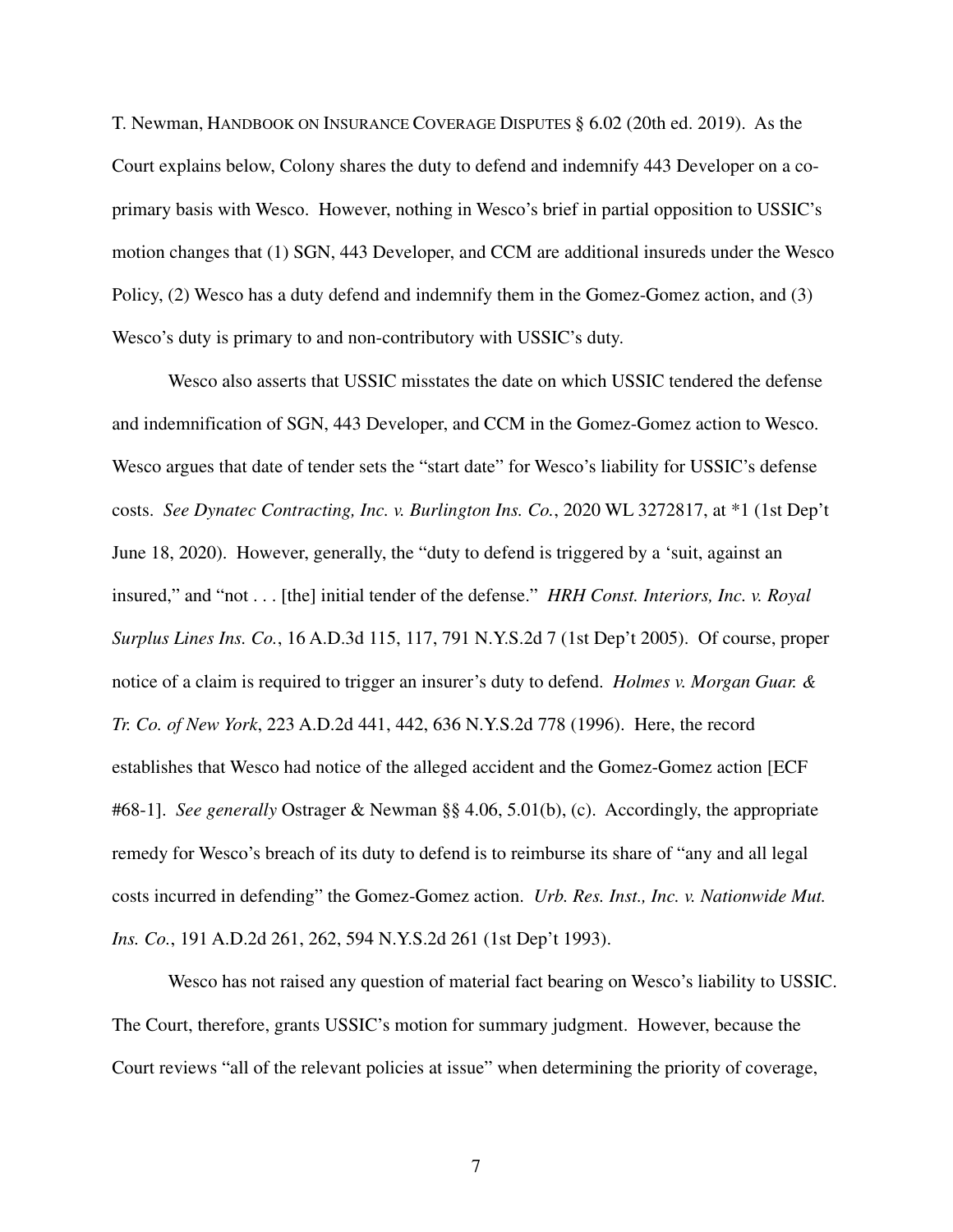T. Newman, HANDBOOK ON INSURANCE COVERAGE DISPUTES § 6.02 (20th ed. 2019). As the Court explains below, Colony shares the duty to defend and indemnify 443 Developer on a co-primary basis with Wesco. However, nothing in Wesco's brief in partial opposition to USSIC's motion changes that (1) SGN, 443 Developer, and CCM are additional insureds under the Wesco Policy, (2) Wesco has a duty defend and indemnify them in the Gomez-Gomez action, and (3) Wesco's duty is primary to and non-contributory with USSIC's duty.

Wesco also asserts that USSIC misstates the date on which USSIC tendered the defense and indemnification of SGN, 443 Developer, and CCM in the Gomez-Gomez action to Wesco. Wesco argues that date of tender sets the "start date" for Wesco's liability for USSIC's defense costs. *See Dynatec Contracting, Inc. v. Burlington Ins. Co.*, 2020 WL 3272817, at *1 (1st Dep't June 18, 2020). However, generally, the "duty to defend is triggered by a 'suit, against an insured," and "not . . . [the] initial tender of the defense." *HRH Const. Interiors, Inc. v. Royal Surplus Lines Ins. Co.*, 16 A.D.3d 115, 117, 791 N.Y.S.2d 7 (1st Dep't 2005). Of course, proper notice of a claim is required to trigger an insurer's duty to defend. *Holmes v. Morgan Guar. & Tr. Co. of New York*, 223 A.D.2d 441, 442, 636 N.Y.S.2d 778 (1996). Here, the record establishes that Wesco had notice of the alleged accident and the Gomez-Gomez action [ECF #68-1]. *See generally* Ostrager & Newman §§ 4.06, 5.01(b), (c). Accordingly, the appropriate remedy for Wesco's breach of its duty to defend is to reimburse its share of "any and all legal costs incurred in defending" the Gomez-Gomez action. *Urb. Res. Inst., Inc. v. Nationwide Mut. Ins. Co.*, 191 A.D.2d 261, 262, 594 N.Y.S.2d 261 (1st Dep't 1993).

Wesco has not raised any question of material fact bearing on Wesco's liability to USSIC. The Court, therefore, grants USSIC's motion for summary judgment. However, because the Court reviews "all of the relevant policies at issue" when determining the priority of coverage,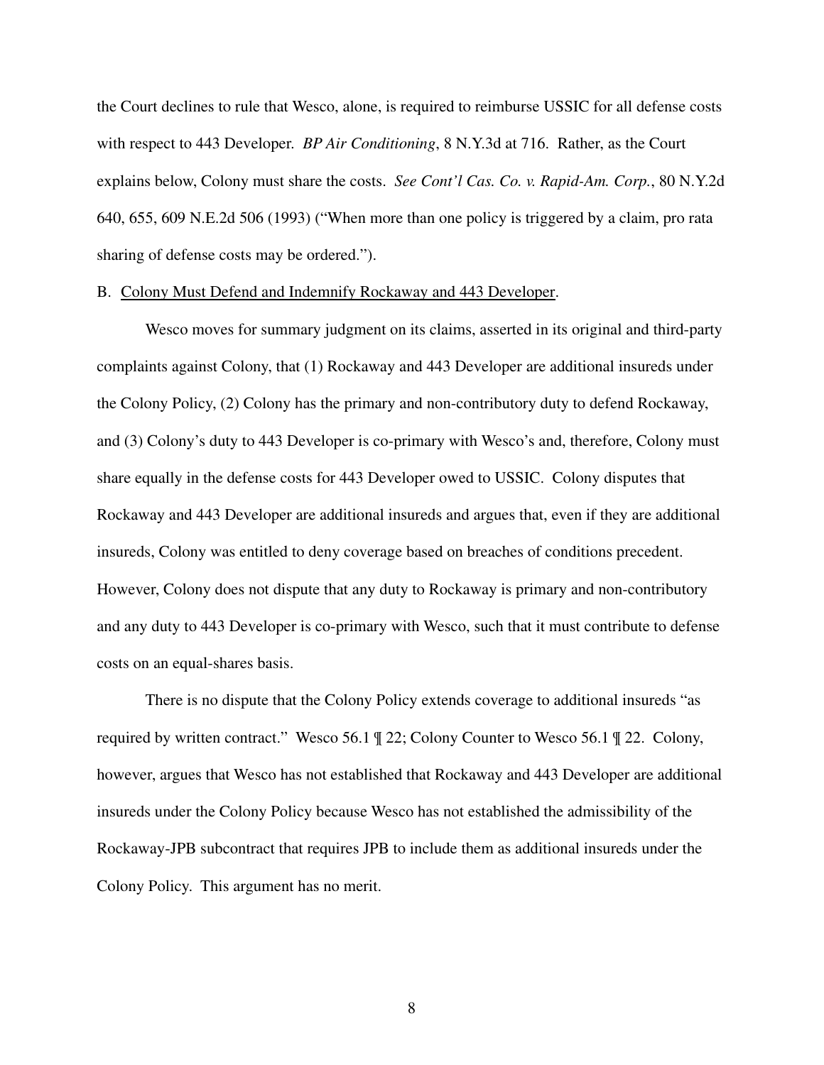the Court declines to rule that Wesco, alone, is required to reimburse USSIC for all defense costs with respect to 443 Developer. *BP Air Conditioning*, 8 N.Y.3d at 716. Rather, as the Court explains below, Colony must share the costs. *See Cont'l Cas. Co. v. Rapid-Am. Corp.*, 80 N.Y.2d 640, 655, 609 N.E.2d 506 (1993) ("When more than one policy is triggered by a claim, pro rata sharing of defense costs may be ordered.").

B. <u>Colony Must Defend and Indemnify Rockaway and 443 Developer</u>.

Wesco moves for summary judgment on its claims, asserted in its original and third-party complaints against Colony, that (1) Rockaway and 443 Developer are additional insureds under the Colony Policy, (2) Colony has the primary and non-contributory duty to defend Rockaway, and (3) Colony's duty to 443 Developer is co-primary with Wesco's and, therefore, Colony must share equally in the defense costs for 443 Developer owed to USSIC. Colony disputes that Rockaway and 443 Developer are additional insureds and argues that, even if they are additional insureds, Colony was entitled to deny coverage based on breaches of conditions precedent. However, Colony does not dispute that any duty to Rockaway is primary and non-contributory and any duty to 443 Developer is co-primary with Wesco, such that it must contribute to defense costs on an equal-shares basis.

There is no dispute that the Colony Policy extends coverage to additional insureds "as required by written contract." Wesco 56.1 ¶ 22; Colony Counter to Wesco 56.1 ¶ 22. Colony, however, argues that Wesco has not established that Rockaway and 443 Developer are additional insureds under the Colony Policy because Wesco has not established the admissibility of the Rockaway-JPB subcontract that requires JPB to include them as additional insureds under the Colony Policy. This argument has no merit.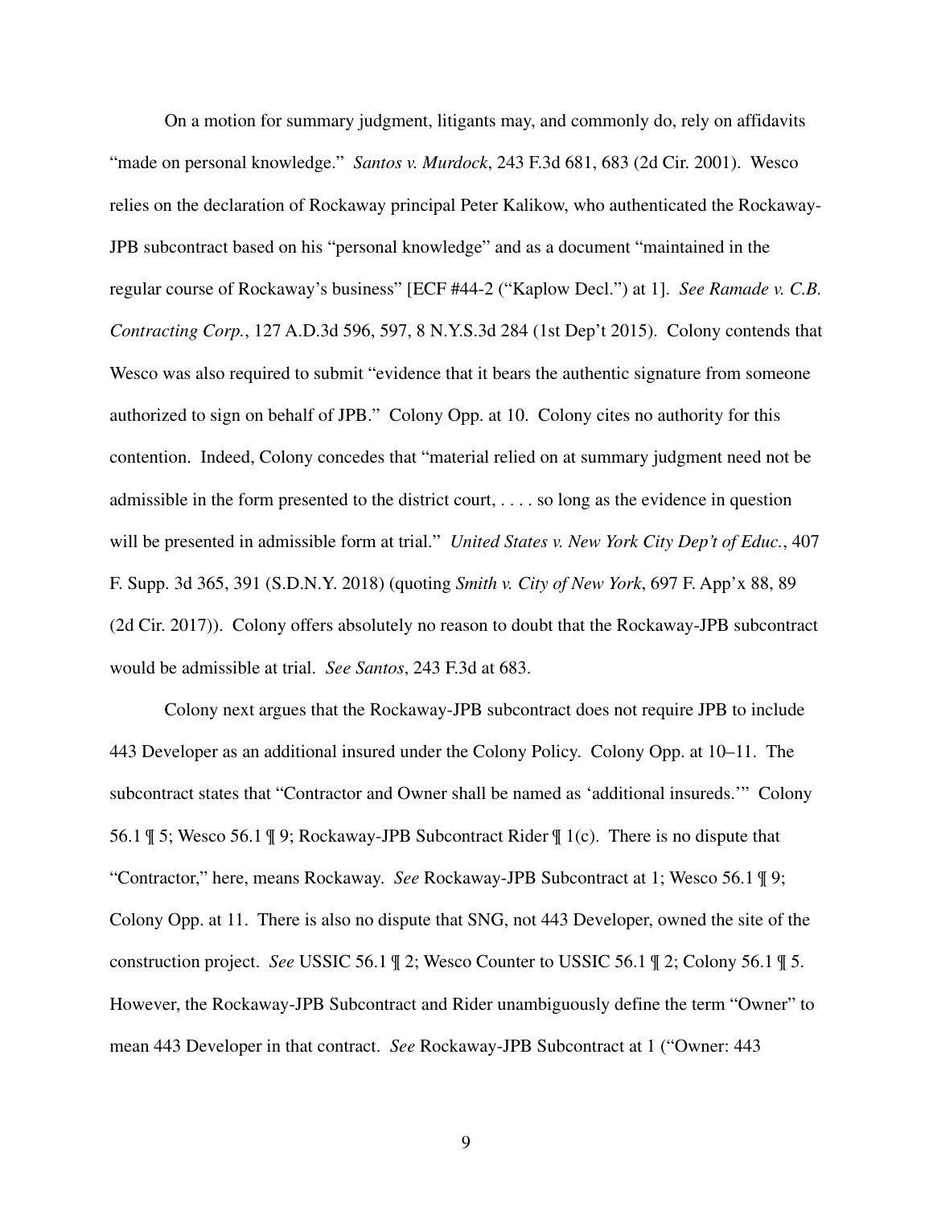On a motion for summary judgment, litigants may, and commonly do, rely on affidavits "made on personal knowledge." *Santos v. Murdock*, 243 F.3d 681, 683 (2d Cir. 2001). Wesco relies on the declaration of Rockaway principal Peter Kalikow, who authenticated the Rockaway-JPB subcontract based on his "personal knowledge" and as a document "maintained in the regular course of Rockaway's business" [ECF #44-2 ("Kaplow Decl.") at 1]. *See Ramade v. C.B. Contracting Corp.*, 127 A.D.3d 596, 597, 8 N.Y.S.3d 284 (1st Dep't 2015). Colony contends that Wesco was also required to submit "evidence that it bears the authentic signature from someone authorized to sign on behalf of JPB." Colony Opp. at 10. Colony cites no authority for this contention. Indeed, Colony concedes that "material relied on at summary judgment need not be admissible in the form presented to the district court, . . . . so long as the evidence in question will be presented in admissible form at trial." *United States v. New York City Dep't of Educ.*, 407 F. Supp. 3d 365, 391 (S.D.N.Y. 2018) (quoting *Smith v. City of New York*, 697 F. App'x 88, 89 (2d Cir. 2017)). Colony offers absolutely no reason to doubt that the Rockaway-JPB subcontract would be admissible at trial. *See Santos*, 243 F.3d at 683.

Colony next argues that the Rockaway-JPB subcontract does not require JPB to include 443 Developer as an additional insured under the Colony Policy. Colony Opp. at 10–11. The subcontract states that "Contractor and Owner shall be named as 'additional insureds.'" Colony 56.1 ¶ 5; Wesco 56.1 ¶ 9; Rockaway-JPB Subcontract Rider ¶ 1(c). There is no dispute that "Contractor," here, means Rockaway. *See* Rockaway-JPB Subcontract at 1; Wesco 56.1 ¶ 9; Colony Opp. at 11. There is also no dispute that SNG, not 443 Developer, owned the site of the construction project. *See* USSIC 56.1 ¶ 2; Wesco Counter to USSIC 56.1 ¶ 2; Colony 56.1 ¶ 5. However, the Rockaway-JPB Subcontract and Rider unambiguously define the term "Owner" to mean 443 Developer in that contract. *See* Rockaway-JPB Subcontract at 1 ("Owner: 443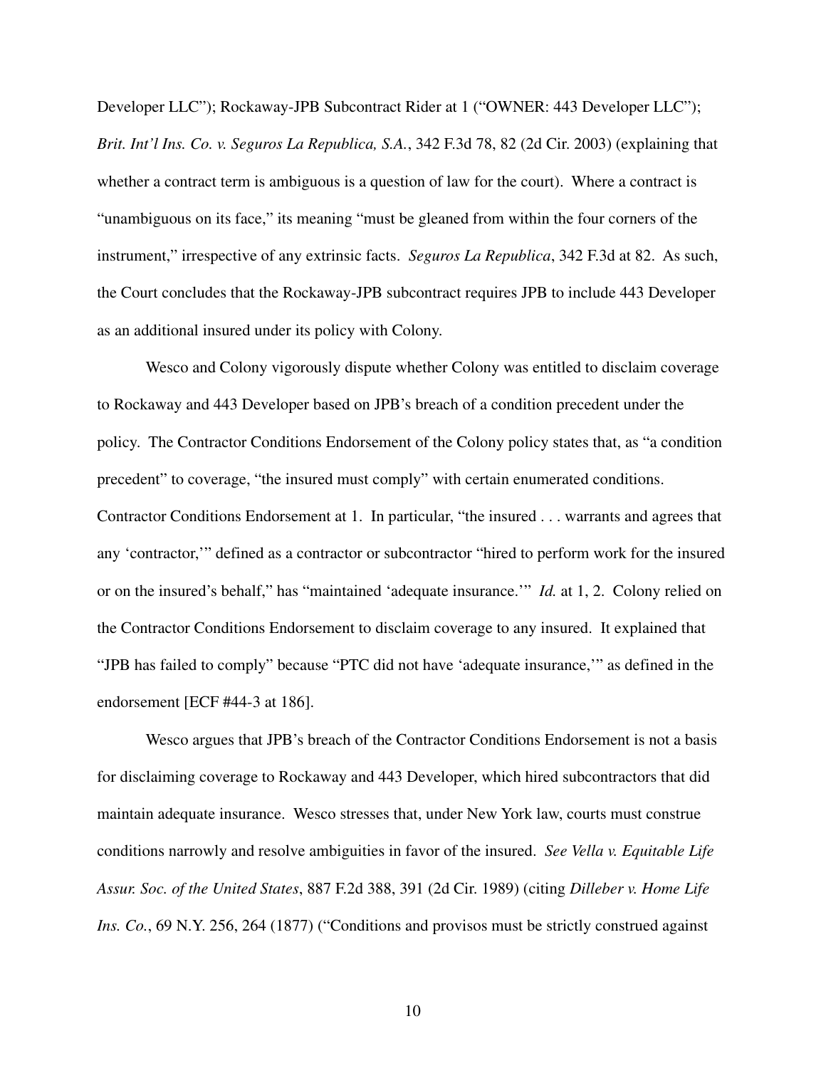Developer LLC"); Rockaway-JPB Subcontract Rider at 1 ("OWNER: 443 Developer LLC"); *Brit. Int'l Ins. Co. v. Seguros La Republica, S.A.*, 342 F.3d 78, 82 (2d Cir. 2003) (explaining that whether a contract term is ambiguous is a question of law for the court). Where a contract is "unambiguous on its face," its meaning "must be gleaned from within the four corners of the instrument," irrespective of any extrinsic facts. *Seguros La Republica*, 342 F.3d at 82. As such, the Court concludes that the Rockaway-JPB subcontract requires JPB to include 443 Developer as an additional insured under its policy with Colony.

Wesco and Colony vigorously dispute whether Colony was entitled to disclaim coverage to Rockaway and 443 Developer based on JPB's breach of a condition precedent under the policy. The Contractor Conditions Endorsement of the Colony policy states that, as "a condition precedent" to coverage, "the insured must comply" with certain enumerated conditions. Contractor Conditions Endorsement at 1. In particular, "the insured . . . warrants and agrees that any 'contractor,'" defined as a contractor or subcontractor "hired to perform work for the insured or on the insured's behalf," has "maintained 'adequate insurance.'" *Id.* at 1, 2. Colony relied on the Contractor Conditions Endorsement to disclaim coverage to any insured. It explained that "JPB has failed to comply" because "PTC did not have 'adequate insurance,'" as defined in the endorsement [ECF #44-3 at 186].

Wesco argues that JPB's breach of the Contractor Conditions Endorsement is not a basis for disclaiming coverage to Rockaway and 443 Developer, which hired subcontractors that did maintain adequate insurance. Wesco stresses that, under New York law, courts must construe conditions narrowly and resolve ambiguities in favor of the insured. *See Vella v. Equitable Life Assur. Soc. of the United States*, 887 F.2d 388, 391 (2d Cir. 1989) (citing *Dilleber v. Home Life Ins. Co.*, 69 N.Y. 256, 264 (1877) ("Conditions and provisos must be strictly construed against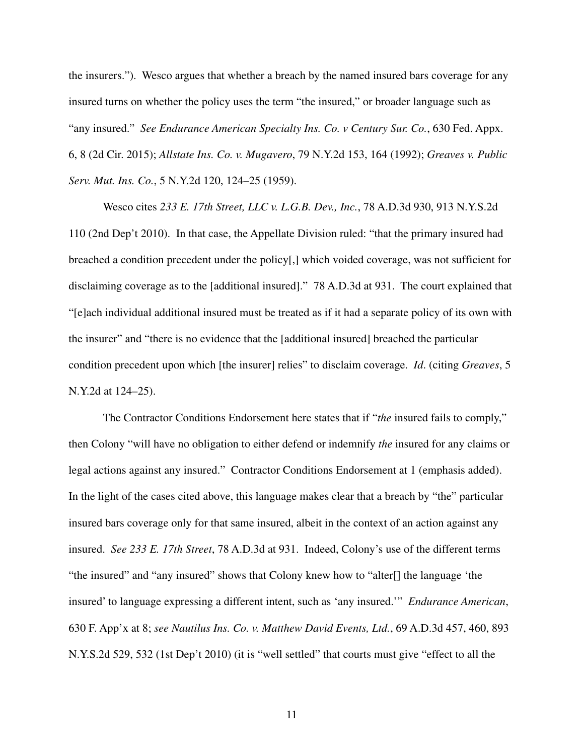the insurers."). Wesco argues that whether a breach by the named insured bars coverage for any insured turns on whether the policy uses the term "the insured," or broader language such as "any insured." *See Endurance American Specialty Ins. Co. v Century Sur. Co.*, 630 Fed. Appx. 6, 8 (2d Cir. 2015); *Allstate Ins. Co. v. Mugavero*, 79 N.Y.2d 153, 164 (1992); *Greaves v. Public Serv. Mut. Ins. Co.*, 5 N.Y.2d 120, 124–25 (1959).

Wesco cites *233 E. 17th Street, LLC v. L.G.B. Dev., Inc.*, 78 A.D.3d 930, 913 N.Y.S.2d 110 (2nd Dep't 2010). In that case, the Appellate Division ruled: "that the primary insured had breached a condition precedent under the policy[,] which voided coverage, was not sufficient for disclaiming coverage as to the [additional insured]." 78 A.D.3d at 931. The court explained that "[e]ach individual additional insured must be treated as if it had a separate policy of its own with the insurer" and "there is no evidence that the [additional insured] breached the particular condition precedent upon which [the insurer] relies" to disclaim coverage. *Id*. (citing *Greaves*, 5 N.Y.2d at 124–25).

The Contractor Conditions Endorsement here states that if "*the* insured fails to comply," then Colony "will have no obligation to either defend or indemnify *the* insured for any claims or legal actions against any insured." Contractor Conditions Endorsement at 1 (emphasis added). In the light of the cases cited above, this language makes clear that a breach by "the" particular insured bars coverage only for that same insured, albeit in the context of an action against any insured. *See 233 E. 17th Street*, 78 A.D.3d at 931. Indeed, Colony's use of the different terms "the insured" and "any insured" shows that Colony knew how to "alter[] the language 'the insured' to language expressing a different intent, such as 'any insured.'" *Endurance American*, 630 F. App'x at 8; *see Nautilus Ins. Co. v. Matthew David Events, Ltd.*, 69 A.D.3d 457, 460, 893 N.Y.S.2d 529, 532 (1st Dep't 2010) (it is "well settled" that courts must give "effect to all the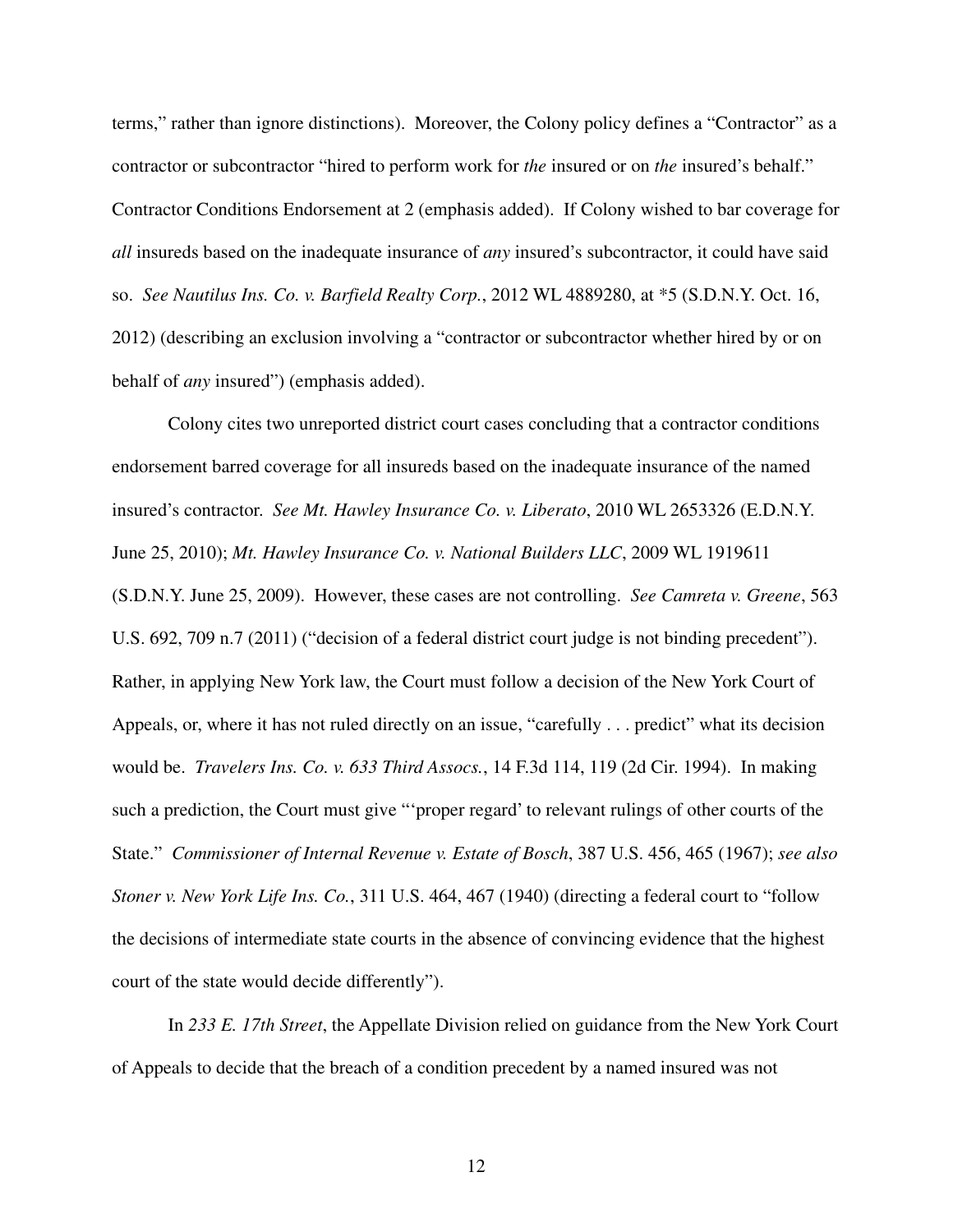terms," rather than ignore distinctions). Moreover, the Colony policy defines a "Contractor" as a contractor or subcontractor "hired to perform work for *the* insured or on *the* insured's behalf." Contractor Conditions Endorsement at 2 (emphasis added). If Colony wished to bar coverage for *all* insureds based on the inadequate insurance of *any* insured's subcontractor, it could have said so. *See Nautilus Ins. Co. v. Barfield Realty Corp.*, 2012 WL 4889280, at *5 (S.D.N.Y. Oct. 16, 2012) (describing an exclusion involving a "contractor or subcontractor whether hired by or on behalf of *any* insured") (emphasis added).

Colony cites two unreported district court cases concluding that a contractor conditions endorsement barred coverage for all insureds based on the inadequate insurance of the named insured's contractor. *See Mt. Hawley Insurance Co. v. Liberato*, 2010 WL 2653326 (E.D.N.Y. June 25, 2010); *Mt. Hawley Insurance Co. v. National Builders LLC*, 2009 WL 1919611 (S.D.N.Y. June 25, 2009). However, these cases are not controlling. *See Camreta v. Greene*, 563 U.S. 692, 709 n.7 (2011) ("decision of a federal district court judge is not binding precedent"). Rather, in applying New York law, the Court must follow a decision of the New York Court of Appeals, or, where it has not ruled directly on an issue, "carefully . . . predict" what its decision would be. *Travelers Ins. Co. v. 633 Third Assocs.*, 14 F.3d 114, 119 (2d Cir. 1994). In making such a prediction, the Court must give "'proper regard' to relevant rulings of other courts of the State." *Commissioner of Internal Revenue v. Estate of Bosch*, 387 U.S. 456, 465 (1967); *see also Stoner v. New York Life Ins. Co.*, 311 U.S. 464, 467 (1940) (directing a federal court to "follow the decisions of intermediate state courts in the absence of convincing evidence that the highest court of the state would decide differently").

In *233 E. 17th Street*, the Appellate Division relied on guidance from the New York Court of Appeals to decide that the breach of a condition precedent by a named insured was not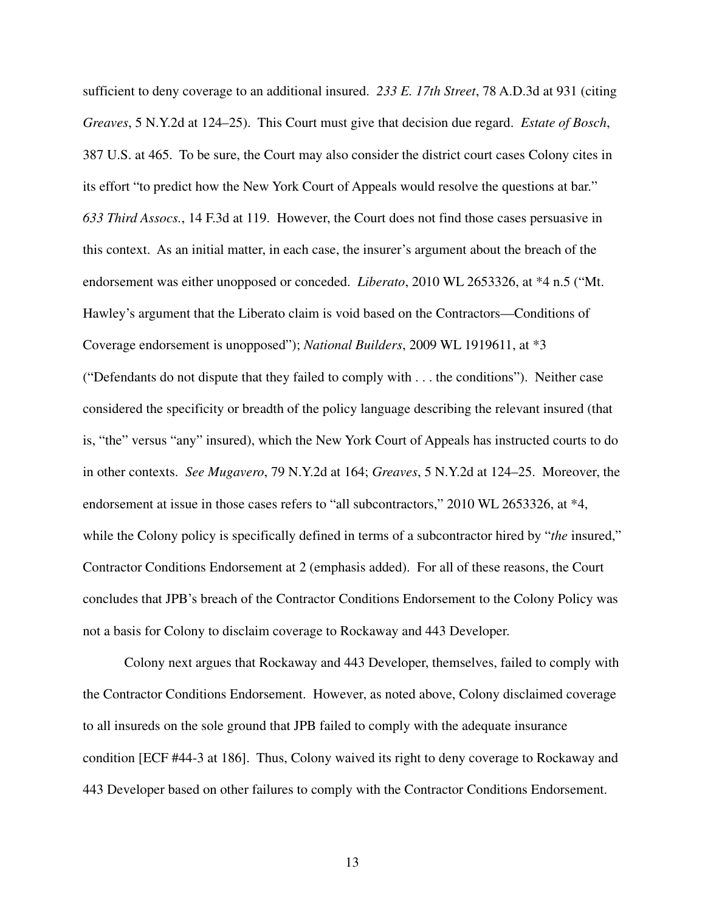sufficient to deny coverage to an additional insured. *233 E. 17th Street*, 78 A.D.3d at 931 (citing *Greaves*, 5 N.Y.2d at 124–25). This Court must give that decision due regard. *Estate of Bosch*, 387 U.S. at 465. To be sure, the Court may also consider the district court cases Colony cites in its effort "to predict how the New York Court of Appeals would resolve the questions at bar." *633 Third Assocs.*, 14 F.3d at 119. However, the Court does not find those cases persuasive in this context. As an initial matter, in each case, the insurer's argument about the breach of the endorsement was either unopposed or conceded. *Liberato*, 2010 WL 2653326, at *4 n.5 ("Mt. Hawley's argument that the Liberato claim is void based on the Contractors—Conditions of Coverage endorsement is unopposed"); *National Builders*, 2009 WL 1919611, at *3 ("Defendants do not dispute that they failed to comply with . . . the conditions"). Neither case considered the specificity or breadth of the policy language describing the relevant insured (that is, "the" versus "any" insured), which the New York Court of Appeals has instructed courts to do in other contexts. *See Mugavero*, 79 N.Y.2d at 164; *Greaves*, 5 N.Y.2d at 124–25. Moreover, the endorsement at issue in those cases refers to "all subcontractors," 2010 WL 2653326, at *4, while the Colony policy is specifically defined in terms of a subcontractor hired by "*the* insured," Contractor Conditions Endorsement at 2 (emphasis added). For all of these reasons, the Court concludes that JPB's breach of the Contractor Conditions Endorsement to the Colony Policy was not a basis for Colony to disclaim coverage to Rockaway and 443 Developer.

Colony next argues that Rockaway and 443 Developer, themselves, failed to comply with the Contractor Conditions Endorsement. However, as noted above, Colony disclaimed coverage to all insureds on the sole ground that JPB failed to comply with the adequate insurance condition [ECF #44-3 at 186]. Thus, Colony waived its right to deny coverage to Rockaway and 443 Developer based on other failures to comply with the Contractor Conditions Endorsement.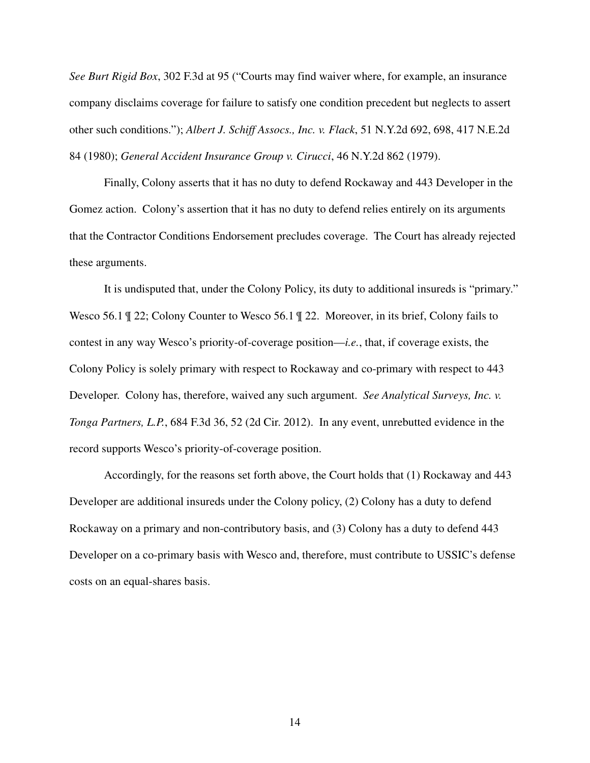*See Burt Rigid Box*, 302 F.3d at 95 ("Courts may find waiver where, for example, an insurance company disclaims coverage for failure to satisfy one condition precedent but neglects to assert other such conditions."); *Albert J. Schiff Assocs., Inc. v. Flack*, 51 N.Y.2d 692, 698, 417 N.E.2d 84 (1980); *General Accident Insurance Group v. Cirucci*, 46 N.Y.2d 862 (1979).

Finally, Colony asserts that it has no duty to defend Rockaway and 443 Developer in the Gomez action. Colony's assertion that it has no duty to defend relies entirely on its arguments that the Contractor Conditions Endorsement precludes coverage. The Court has already rejected these arguments.

It is undisputed that, under the Colony Policy, its duty to additional insureds is "primary." Wesco 56.1 ¶ 22; Colony Counter to Wesco 56.1 ¶ 22. Moreover, in its brief, Colony fails to contest in any way Wesco's priority-of-coverage position—*i.e.*, that, if coverage exists, the Colony Policy is solely primary with respect to Rockaway and co-primary with respect to 443 Developer. Colony has, therefore, waived any such argument. *See Analytical Surveys, Inc. v. Tonga Partners, L.P.*, 684 F.3d 36, 52 (2d Cir. 2012). In any event, unrebutted evidence in the record supports Wesco's priority-of-coverage position.

Accordingly, for the reasons set forth above, the Court holds that (1) Rockaway and 443 Developer are additional insureds under the Colony policy, (2) Colony has a duty to defend Rockaway on a primary and non-contributory basis, and (3) Colony has a duty to defend 443 Developer on a co-primary basis with Wesco and, therefore, must contribute to USSIC's defense costs on an equal-shares basis.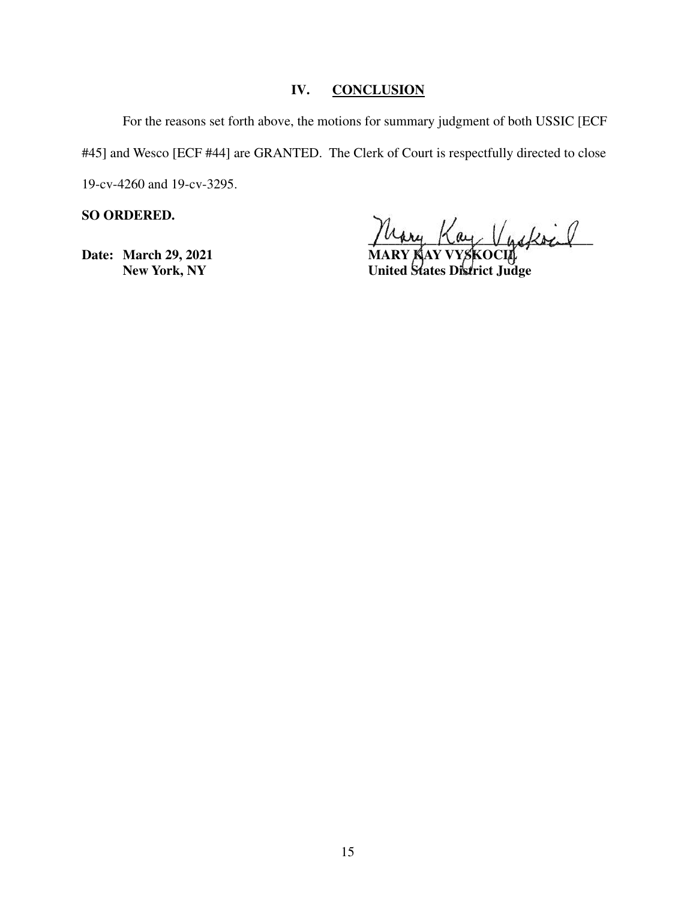## IV. CONCLUSION

For the reasons set forth above, the motions for summary judgment of both USSIC [ECF #45] and Wesco [ECF #44] are GRANTED. The Clerk of Court is respectfully directed to close 19-cv-4260 and 19-cv-3295.

**SO ORDERED.**

**Date: March 29, 2021**
**New York, NY**

**MARY KAY VYSKOCIL**
**United States District Judge**